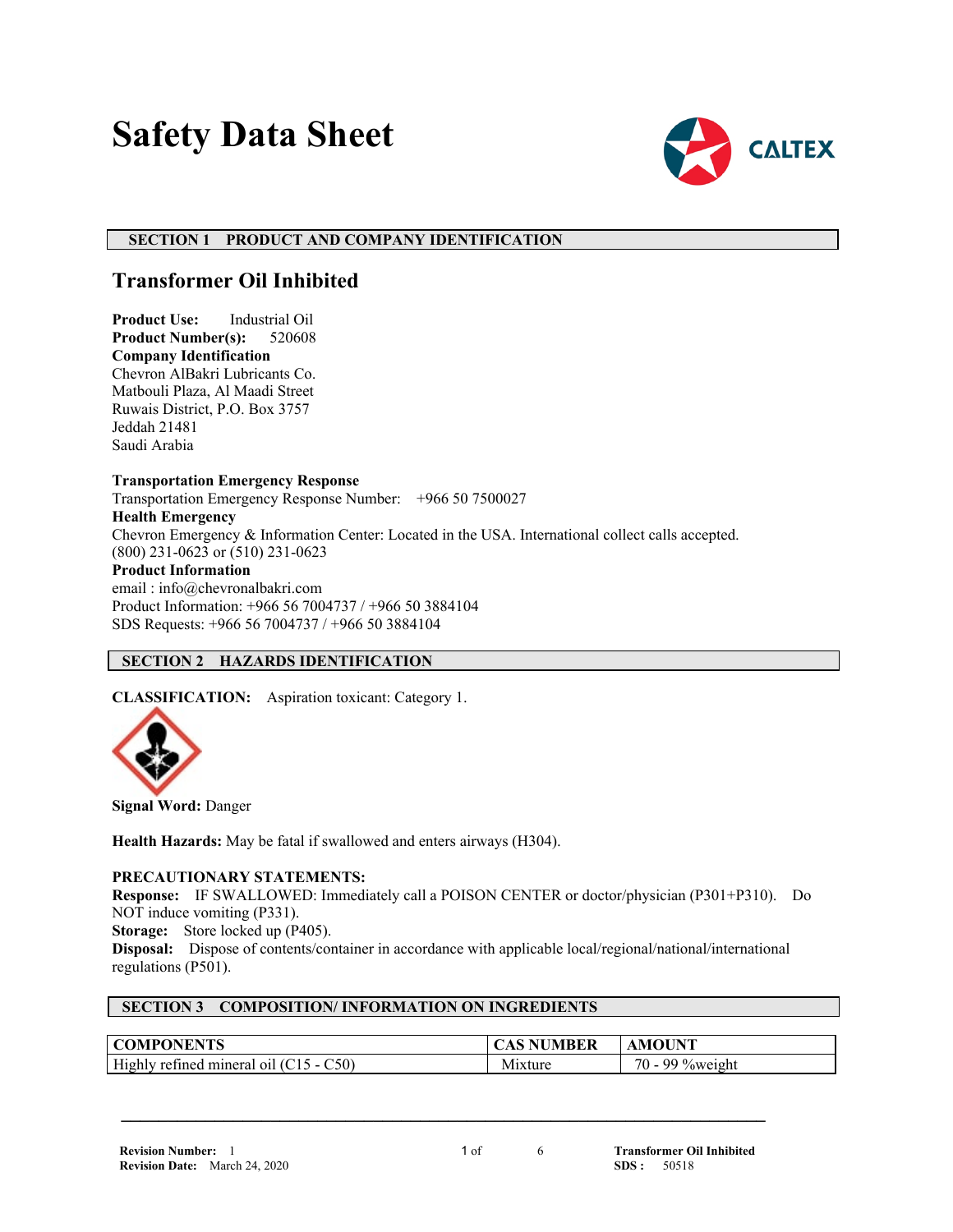# Safety Data Sheet

## SECTION 1 PRODUCT AND COMPANY IDENTIFICATION

## Transformer Oil Inhibited

**Product Use:** Industrial Oil
**Product Number(s):** 520608
**Company Identification**
Chevron AlBakri Lubricants Co.
Matbouli Plaza, Al Maadi Street
Ruwais District, P.O. Box 3757
Jeddah 21481
Saudi Arabia

**Transportation Emergency Response**
Transportation Emergency Response Number: +966 50 7500027
**Health Emergency**
Chevron Emergency & Information Center: Located in the USA. International collect calls accepted. (800) 231-0623 or (510) 231-0623
**Product Information**
email : info@chevronalbakri.com
Product Information: +966 56 7004737 / +966 50 3884104
SDS Requests: +966 56 7004737 / +966 50 3884104

## SECTION 2 HAZARDS IDENTIFICATION

**CLASSIFICATION:** Aspiration toxicant: Category 1.

**Signal Word:** Danger

**Health Hazards:** May be fatal if swallowed and enters airways (H304).

**PRECAUTIONARY STATEMENTS:**
**Response:** IF SWALLOWED: Immediately call a POISON CENTER or doctor/physician (P301+P310). Do NOT induce vomiting (P331).
**Storage:** Store locked up (P405).
**Disposal:** Dispose of contents/container in accordance with applicable local/regional/national/international regulations (P501).

## SECTION 3 COMPOSITION/ INFORMATION ON INGREDIENTS

| COMPONENTS | CAS NUMBER | AMOUNT |
|---|---|---|
| Highly refined mineral oil (C15 - C50) | Mixture | 70 - 99 %weight |

**Revision Number:** 1
**Revision Date:** March 24, 2020
**Transformer Oil Inhibited**
**SDS :** 50518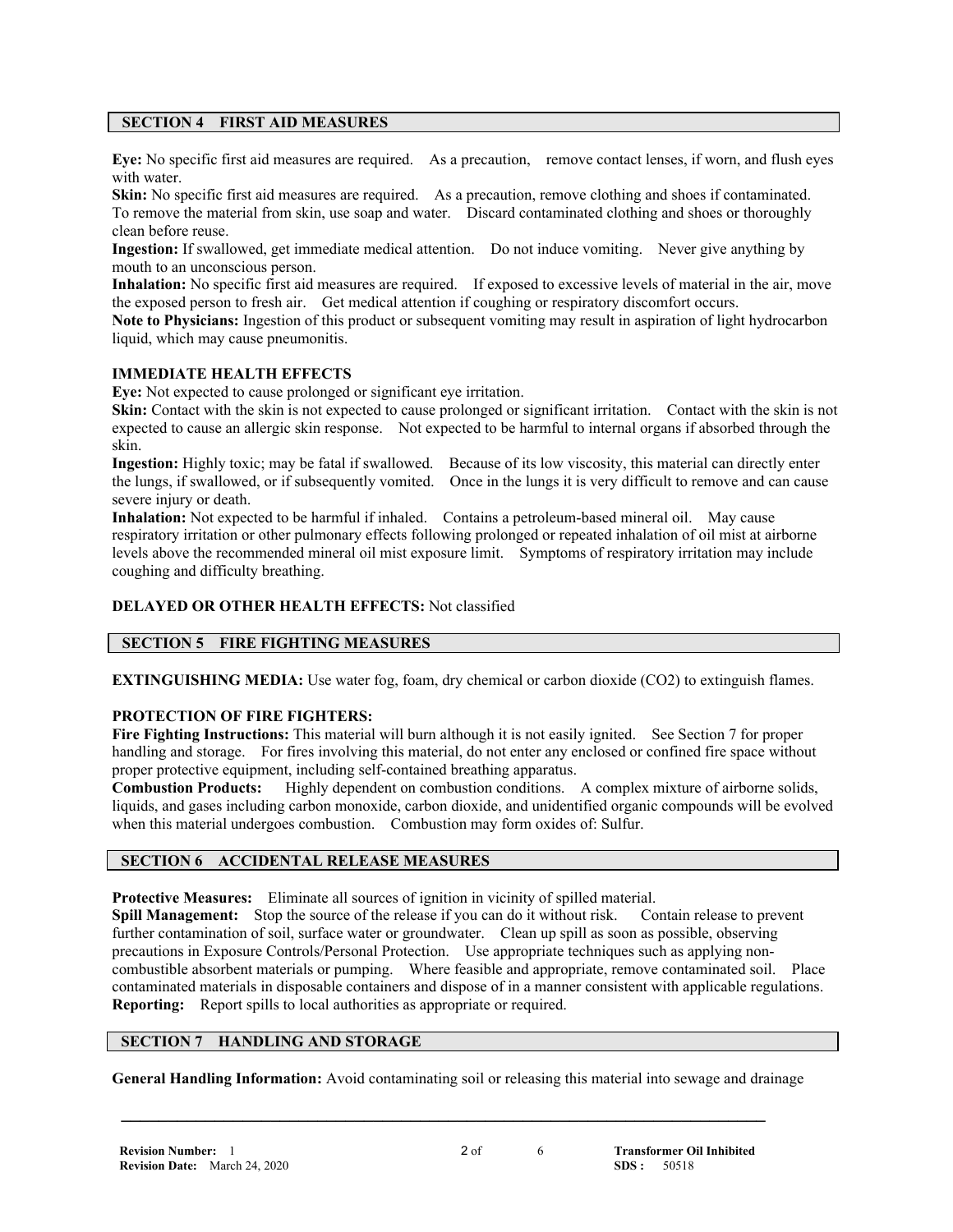## SECTION 4 FIRST AID MEASURES

**Eye:** No specific first aid measures are required. As a precaution, remove contact lenses, if worn, and flush eyes with water.

**Skin:** No specific first aid measures are required. As a precaution, remove clothing and shoes if contaminated. To remove the material from skin, use soap and water. Discard contaminated clothing and shoes or thoroughly clean before reuse.

**Ingestion:** If swallowed, get immediate medical attention. Do not induce vomiting. Never give anything by mouth to an unconscious person.

**Inhalation:** No specific first aid measures are required. If exposed to excessive levels of material in the air, move the exposed person to fresh air. Get medical attention if coughing or respiratory discomfort occurs.

**Note to Physicians:** Ingestion of this product or subsequent vomiting may result in aspiration of light hydrocarbon liquid, which may cause pneumonitis.

### IMMEDIATE HEALTH EFFECTS

**Eye:** Not expected to cause prolonged or significant eye irritation.

**Skin:** Contact with the skin is not expected to cause prolonged or significant irritation. Contact with the skin is not expected to cause an allergic skin response. Not expected to be harmful to internal organs if absorbed through the skin.

**Ingestion:** Highly toxic; may be fatal if swallowed. Because of its low viscosity, this material can directly enter the lungs, if swallowed, or if subsequently vomited. Once in the lungs it is very difficult to remove and can cause severe injury or death.

**Inhalation:** Not expected to be harmful if inhaled. Contains a petroleum-based mineral oil. May cause respiratory irritation or other pulmonary effects following prolonged or repeated inhalation of oil mist at airborne levels above the recommended mineral oil mist exposure limit. Symptoms of respiratory irritation may include coughing and difficulty breathing.

**DELAYED OR OTHER HEALTH EFFECTS:** Not classified

## SECTION 5 FIRE FIGHTING MEASURES

**EXTINGUISHING MEDIA:** Use water fog, foam, dry chemical or carbon dioxide ($CO_2$) to extinguish flames.

### PROTECTION OF FIRE FIGHTERS:

**Fire Fighting Instructions:** This material will burn although it is not easily ignited. See Section 7 for proper handling and storage. For fires involving this material, do not enter any enclosed or confined fire space without proper protective equipment, including self-contained breathing apparatus.

**Combustion Products:** Highly dependent on combustion conditions. A complex mixture of airborne solids, liquids, and gases including carbon monoxide, carbon dioxide, and unidentified organic compounds will be evolved when this material undergoes combustion. Combustion may form oxides of: Sulfur.

## SECTION 6 ACCIDENTAL RELEASE MEASURES

**Protective Measures:** Eliminate all sources of ignition in vicinity of spilled material.

**Spill Management:** Stop the source of the release if you can do it without risk. Contain release to prevent further contamination of soil, surface water or groundwater. Clean up spill as soon as possible, observing precautions in Exposure Controls/Personal Protection. Use appropriate techniques such as applying non-combustible absorbent materials or pumping. Where feasible and appropriate, remove contaminated soil. Place contaminated materials in disposable containers and dispose of in a manner consistent with applicable regulations.

**Reporting:** Report spills to local authorities as appropriate or required.

## SECTION 7 HANDLING AND STORAGE

**General Handling Information:** Avoid contaminating soil or releasing this material into sewage and drainage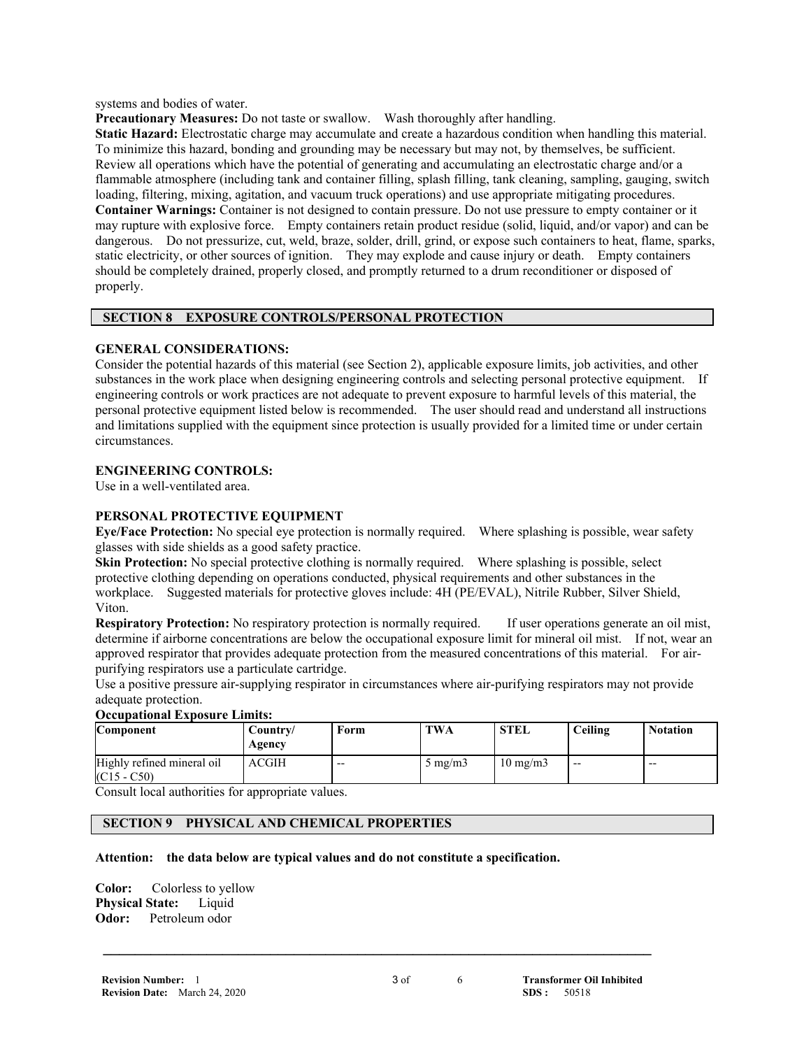systems and bodies of water.

**Precautionary Measures:** Do not taste or swallow. Wash thoroughly after handling.

**Static Hazard:** Electrostatic charge may accumulate and create a hazardous condition when handling this material. To minimize this hazard, bonding and grounding may be necessary but may not, by themselves, be sufficient. Review all operations which have the potential of generating and accumulating an electrostatic charge and/or a flammable atmosphere (including tank and container filling, splash filling, tank cleaning, sampling, gauging, switch loading, filtering, mixing, agitation, and vacuum truck operations) and use appropriate mitigating procedures.

**Container Warnings:** Container is not designed to contain pressure. Do not use pressure to empty container or it may rupture with explosive force. Empty containers retain product residue (solid, liquid, and/or vapor) and can be dangerous. Do not pressurize, cut, weld, braze, solder, drill, grind, or expose such containers to heat, flame, sparks, static electricity, or other sources of ignition. They may explode and cause injury or death. Empty containers should be completely drained, properly closed, and promptly returned to a drum reconditioner or disposed of properly.

## SECTION 8 EXPOSURE CONTROLS/PERSONAL PROTECTION

### GENERAL CONSIDERATIONS:

Consider the potential hazards of this material (see Section 2), applicable exposure limits, job activities, and other substances in the work place when designing engineering controls and selecting personal protective equipment. If engineering controls or work practices are not adequate to prevent exposure to harmful levels of this material, the personal protective equipment listed below is recommended. The user should read and understand all instructions and limitations supplied with the equipment since protection is usually provided for a limited time or under certain circumstances.

### ENGINEERING CONTROLS:

Use in a well-ventilated area.

### PERSONAL PROTECTIVE EQUIPMENT

**Eye/Face Protection:** No special eye protection is normally required. Where splashing is possible, wear safety glasses with side shields as a good safety practice.

**Skin Protection:** No special protective clothing is normally required. Where splashing is possible, select protective clothing depending on operations conducted, physical requirements and other substances in the workplace. Suggested materials for protective gloves include: 4H (PE/EVAL), Nitrile Rubber, Silver Shield, Viton.

**Respiratory Protection:** No respiratory protection is normally required. If user operations generate an oil mist, determine if airborne concentrations are below the occupational exposure limit for mineral oil mist. If not, wear an approved respirator that provides adequate protection from the measured concentrations of this material. For air-purifying respirators use a particulate cartridge.

Use a positive pressure air-supplying respirator in circumstances where air-purifying respirators may not provide adequate protection.

**Occupational Exposure Limits:**

| Component | Country/ Agency | Form | TWA | STEL | Ceiling | Notation |
|---|---|---|---|---|---|---|
| Highly refined mineral oil (C15 - C50) | ACGIH | -- | 5 mg/m3 | 10 mg/m3 | -- | -- |

Consult local authorities for appropriate values.

## SECTION 9 PHYSICAL AND CHEMICAL PROPERTIES

**Attention: the data below are typical values and do not constitute a specification.**

**Color:** Colorless to yellow
**Physical State:** Liquid
**Odor:** Petroleum odor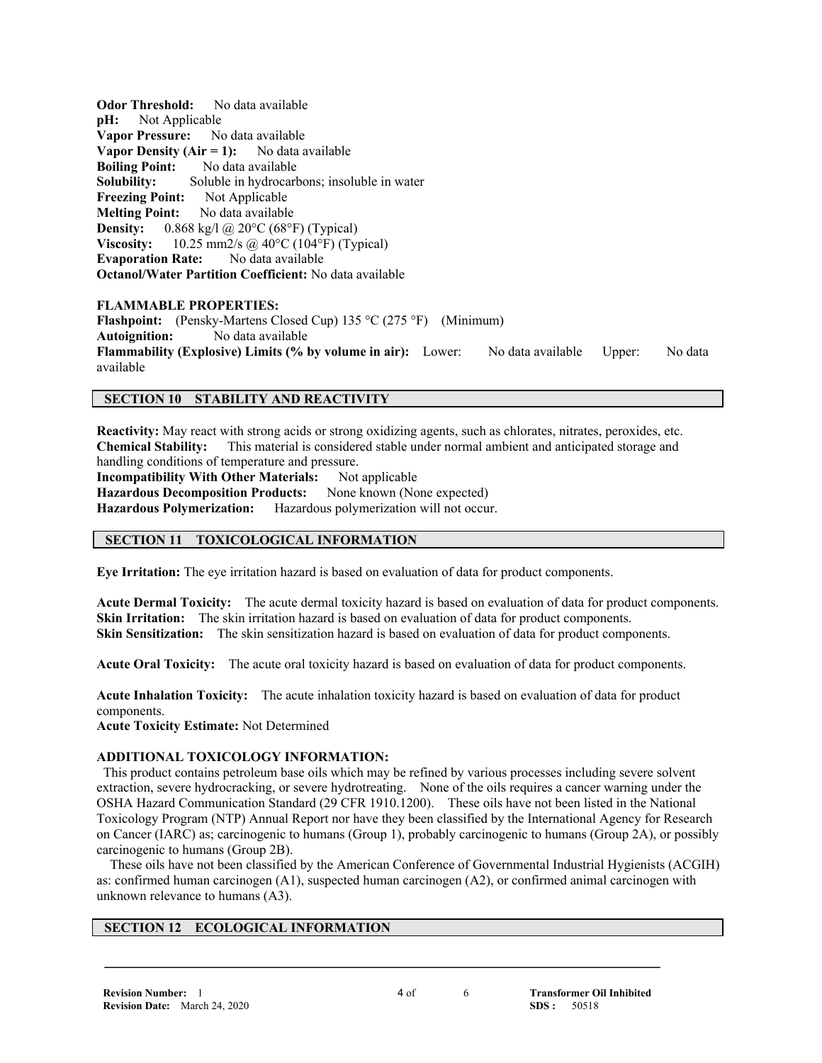**Odor Threshold:** No data available
**pH:** Not Applicable
**Vapor Pressure:** No data available
**Vapor Density (Air = 1):** No data available
**Boiling Point:** No data available
**Solubility:** Soluble in hydrocarbons; insoluble in water
**Freezing Point:** Not Applicable
**Melting Point:** No data available
**Density:** 0.868 kg/l @ 20°C (68°F) (Typical)
**Viscosity:** 10.25 mm2/s @ 40°C (104°F) (Typical)
**Evaporation Rate:** No data available
**Octanol/Water Partition Coefficient:** No data available

**FLAMMABLE PROPERTIES:**
**Flashpoint:** (Pensky-Martens Closed Cup) 135 °C (275 °F) (Minimum)
**Autoignition:** No data available
**Flammability (Explosive) Limits (% by volume in air):** Lower: No data available Upper: No data available

## SECTION 10 STABILITY AND REACTIVITY

**Reactivity:** May react with strong acids or strong oxidizing agents, such as chlorates, nitrates, peroxides, etc.
**Chemical Stability:** This material is considered stable under normal ambient and anticipated storage and handling conditions of temperature and pressure.
**Incompatibility With Other Materials:** Not applicable
**Hazardous Decomposition Products:** None known (None expected)
**Hazardous Polymerization:** Hazardous polymerization will not occur.

## SECTION 11 TOXICOLOGICAL INFORMATION

**Eye Irritation:** The eye irritation hazard is based on evaluation of data for product components.

**Acute Dermal Toxicity:** The acute dermal toxicity hazard is based on evaluation of data for product components.
**Skin Irritation:** The skin irritation hazard is based on evaluation of data for product components.
**Skin Sensitization:** The skin sensitization hazard is based on evaluation of data for product components.

**Acute Oral Toxicity:** The acute oral toxicity hazard is based on evaluation of data for product components.

**Acute Inhalation Toxicity:** The acute inhalation toxicity hazard is based on evaluation of data for product components.
**Acute Toxicity Estimate:** Not Determined

**ADDITIONAL TOXICOLOGY INFORMATION:**

This product contains petroleum base oils which may be refined by various processes including severe solvent extraction, severe hydrocracking, or severe hydrotreating. None of the oils requires a cancer warning under the OSHA Hazard Communication Standard (29 CFR 1910.1200). These oils have not been listed in the National Toxicology Program (NTP) Annual Report nor have they been classified by the International Agency for Research on Cancer (IARC) as; carcinogenic to humans (Group 1), probably carcinogenic to humans (Group 2A), or possibly carcinogenic to humans (Group 2B).

These oils have not been classified by the American Conference of Governmental Industrial Hygienists (ACGIH) as: confirmed human carcinogen (A1), suspected human carcinogen (A2), or confirmed animal carcinogen with unknown relevance to humans (A3).

## SECTION 12 ECOLOGICAL INFORMATION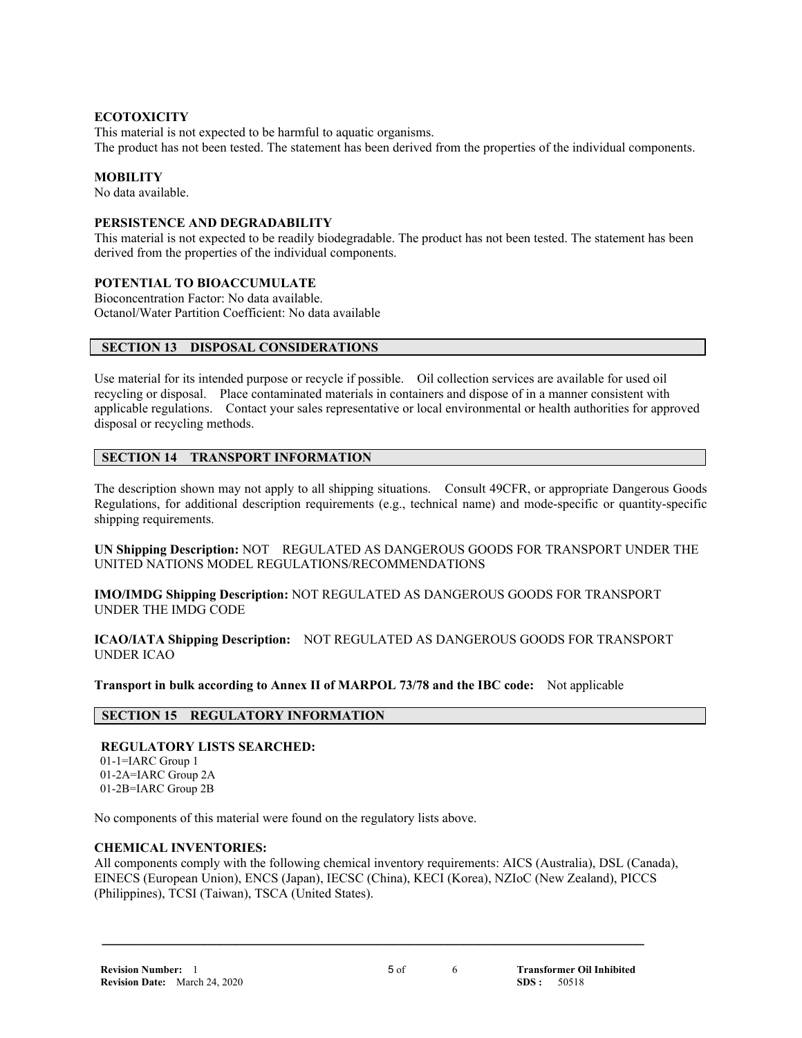### ECOTOXICITY

This material is not expected to be harmful to aquatic organisms.
The product has not been tested. The statement has been derived from the properties of the individual components.

### MOBILITY

No data available.

### PERSISTENCE AND DEGRADABILITY

This material is not expected to be readily biodegradable. The product has not been tested. The statement has been derived from the properties of the individual components.

### POTENTIAL TO BIOACCUMULATE

Bioconcentration Factor: No data available.
Octanol/Water Partition Coefficient: No data available

## SECTION 13 DISPOSAL CONSIDERATIONS

Use material for its intended purpose or recycle if possible. Oil collection services are available for used oil recycling or disposal. Place contaminated materials in containers and dispose of in a manner consistent with applicable regulations. Contact your sales representative or local environmental or health authorities for approved disposal or recycling methods.

## SECTION 14 TRANSPORT INFORMATION

The description shown may not apply to all shipping situations. Consult 49CFR, or appropriate Dangerous Goods Regulations, for additional description requirements (e.g., technical name) and mode-specific or quantity-specific shipping requirements.

**UN Shipping Description:** NOT REGULATED AS DANGEROUS GOODS FOR TRANSPORT UNDER THE UNITED NATIONS MODEL REGULATIONS/RECOMMENDATIONS

**IMO/IMDG Shipping Description:** NOT REGULATED AS DANGEROUS GOODS FOR TRANSPORT UNDER THE IMDG CODE

**ICAO/IATA Shipping Description:** NOT REGULATED AS DANGEROUS GOODS FOR TRANSPORT UNDER ICAO

**Transport in bulk according to Annex II of MARPOL 73/78 and the IBC code:** Not applicable

## SECTION 15 REGULATORY INFORMATION

### REGULATORY LISTS SEARCHED:

01-1=IARC Group 1
01-2A=IARC Group 2A
01-2B=IARC Group 2B

No components of this material were found on the regulatory lists above.

### CHEMICAL INVENTORIES:

All components comply with the following chemical inventory requirements: AICS (Australia), DSL (Canada), EINECS (European Union), ENCS (Japan), IECSC (China), KECI (Korea), NZIoC (New Zealand), PICCS (Philippines), TCSI (Taiwan), TSCA (United States).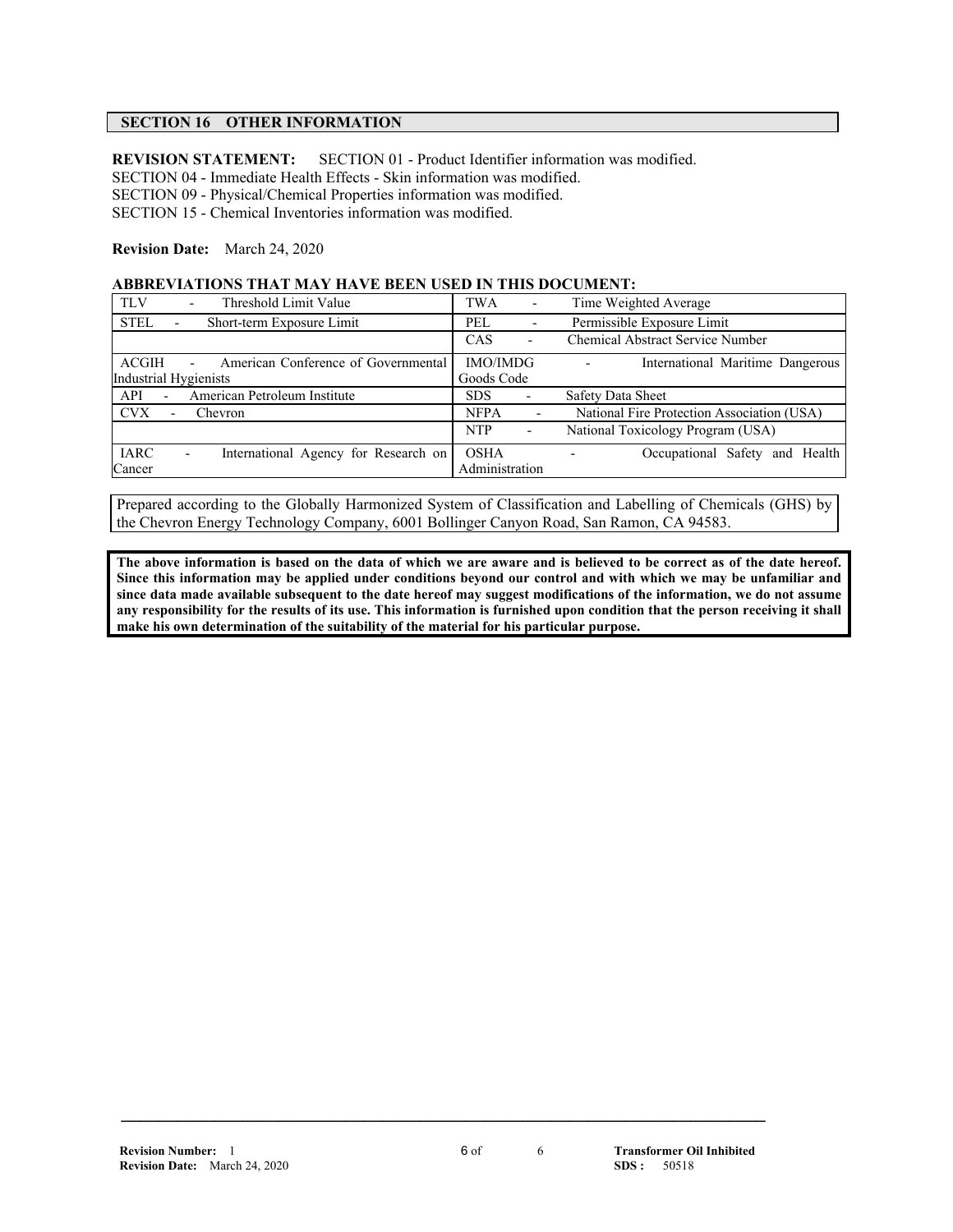## SECTION 16 OTHER INFORMATION

**REVISION STATEMENT:** SECTION 01 - Product Identifier information was modified.
SECTION 04 - Immediate Health Effects - Skin information was modified.
SECTION 09 - Physical/Chemical Properties information was modified.
SECTION 15 - Chemical Inventories information was modified.

**Revision Date:** March 24, 2020

**ABBREVIATIONS THAT MAY HAVE BEEN USED IN THIS DOCUMENT:**

| | |
|---|---|
| TLV - Threshold Limit Value | TWA - Time Weighted Average |
| STEL - Short-term Exposure Limit | PEL - Permissible Exposure Limit |
| | CAS - Chemical Abstract Service Number |
| ACGIH - American Conference of Governmental Industrial Hygienists | IMO/IMDG - International Maritime Dangerous Goods Code |
| API - American Petroleum Institute | SDS - Safety Data Sheet |
| CVX - Chevron | NFPA - National Fire Protection Association (USA) |
| | NTP - National Toxicology Program (USA) |
| IARC - International Agency for Research on Cancer | OSHA - Occupational Safety and Health Administration |

Prepared according to the Globally Harmonized System of Classification and Labelling of Chemicals (GHS) by the Chevron Energy Technology Company, 6001 Bollinger Canyon Road, San Ramon, CA 94583.

**The above information is based on the data of which we are aware and is believed to be correct as of the date hereof. Since this information may be applied under conditions beyond our control and with which we may be unfamiliar and since data made available subsequent to the date hereof may suggest modifications of the information, we do not assume any responsibility for the results of its use. This information is furnished upon condition that the person receiving it shall make his own determination of the suitability of the material for his particular purpose.**